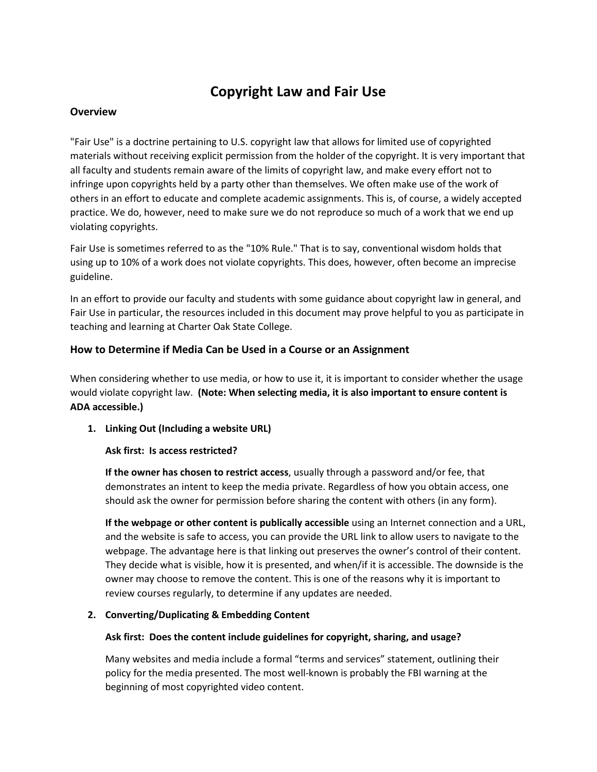# Copyright Law and Fair Use

### Overview

"Fair Use" is a doctrine pertaining to U.S. copyright law that allows for limited use of copyrighted materials without receiving explicit permission from the holder of the copyright. It is very important that all faculty and students remain aware of the limits of copyright law, and make every effort not to infringe upon copyrights held by a party other than themselves. We often make use of the work of others in an effort to educate and complete academic assignments. This is, of course, a widely accepted practice. We do, however, need to make sure we do not reproduce so much of a work that we end up violating copyrights.

Fair Use is sometimes referred to as the "10% Rule." That is to say, conventional wisdom holds that using up to 10% of a work does not violate copyrights. This does, however, often become an imprecise guideline.

In an effort to provide our faculty and students with some guidance about copyright law in general, and Fair Use in particular, the resources included in this document may prove helpful to you as participate in teaching and learning at Charter Oak State College.

## How to Determine if Media Can be Used in a Course or an Assignment

When considering whether to use media, or how to use it, it is important to consider whether the usage would violate copyright law. **(Note: When selecting media, it is also important to ensure content is ADA accessible.)**

1. **Linking Out (Including a website URL)**

   **Ask first: Is access restricted?**

   **If the owner has chosen to restrict access**, usually through a password and/or fee, that demonstrates an intent to keep the media private. Regardless of how you obtain access, one should ask the owner for permission before sharing the content with others (in any form).

   **If the webpage or other content is publically accessible** using an Internet connection and a URL, and the website is safe to access, you can provide the URL link to allow users to navigate to the webpage. The advantage here is that linking out preserves the owner's control of their content. They decide what is visible, how it is presented, and when/if it is accessible. The downside is the owner may choose to remove the content. This is one of the reasons why it is important to review courses regularly, to determine if any updates are needed.

2. **Converting/Duplicating & Embedding Content**

   **Ask first: Does the content include guidelines for copyright, sharing, and usage?**

   Many websites and media include a formal "terms and services" statement, outlining their policy for the media presented. The most well-known is probably the FBI warning at the beginning of most copyrighted video content.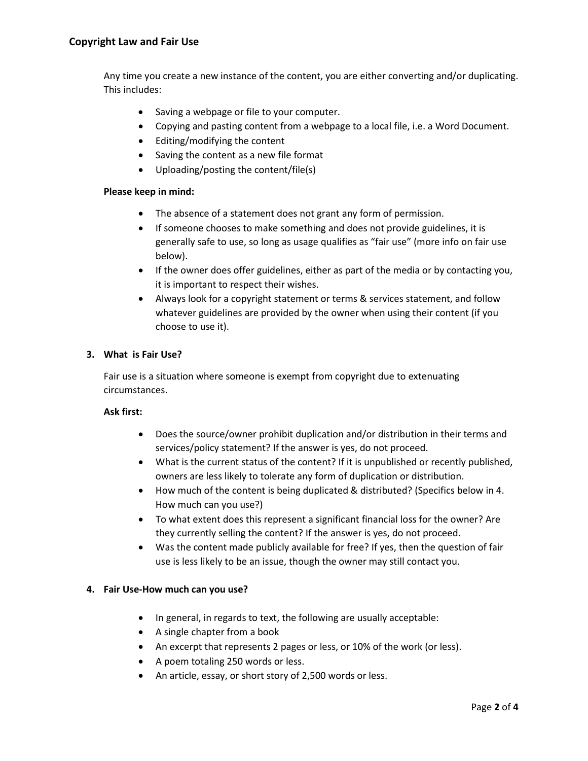Any time you create a new instance of the content, you are either converting and/or duplicating. This includes:

- Saving a webpage or file to your computer.
- Copying and pasting content from a webpage to a local file, i.e. a Word Document.
- Editing/modifying the content
- Saving the content as a new file format
- Uploading/posting the content/file(s)

**Please keep in mind:**

- The absence of a statement does not grant any form of permission.
- If someone chooses to make something and does not provide guidelines, it is generally safe to use, so long as usage qualifies as "fair use" (more info on fair use below).
- If the owner does offer guidelines, either as part of the media or by contacting you, it is important to respect their wishes.
- Always look for a copyright statement or terms & services statement, and follow whatever guidelines are provided by the owner when using their content (if you choose to use it).

## 3. What is Fair Use?

Fair use is a situation where someone is exempt from copyright due to extenuating circumstances.

**Ask first:**

- Does the source/owner prohibit duplication and/or distribution in their terms and services/policy statement? If the answer is yes, do not proceed.
- What is the current status of the content? If it is unpublished or recently published, owners are less likely to tolerate any form of duplication or distribution.
- How much of the content is being duplicated & distributed? (Specifics below in 4. How much can you use?)
- To what extent does this represent a significant financial loss for the owner? Are they currently selling the content? If the answer is yes, do not proceed.
- Was the content made publicly available for free? If yes, then the question of fair use is less likely to be an issue, though the owner may still contact you.

## 4. Fair Use-How much can you use?

- In general, in regards to text, the following are usually acceptable:
- A single chapter from a book
- An excerpt that represents 2 pages or less, or 10% of the work (or less).
- A poem totaling 250 words or less.
- An article, essay, or short story of 2,500 words or less.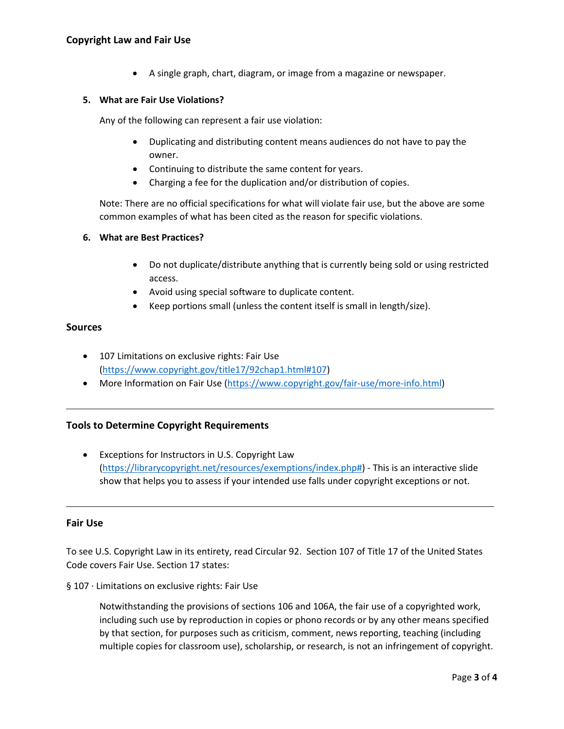- A single graph, chart, diagram, or image from a magazine or newspaper.

**5. What are Fair Use Violations?**

Any of the following can represent a fair use violation:

- Duplicating and distributing content means audiences do not have to pay the owner.
- Continuing to distribute the same content for years.
- Charging a fee for the duplication and/or distribution of copies.

Note: There are no official specifications for what will violate fair use, but the above are some common examples of what has been cited as the reason for specific violations.

**6. What are Best Practices?**

- Do not duplicate/distribute anything that is currently being sold or using restricted access.
- Avoid using special software to duplicate content.
- Keep portions small (unless the content itself is small in length/size).

## Sources

- 107 Limitations on exclusive rights: Fair Use (https://www.copyright.gov/title17/92chap1.html#107)
- More Information on Fair Use (https://www.copyright.gov/fair-use/more-info.html)

---

## Tools to Determine Copyright Requirements

- Exceptions for Instructors in U.S. Copyright Law (https://librarycopyright.net/resources/exemptions/index.php#) - This is an interactive slide show that helps you to assess if your intended use falls under copyright exceptions or not.

---

## Fair Use

To see U.S. Copyright Law in its entirety, read Circular 92. Section 107 of Title 17 of the United States Code covers Fair Use. Section 17 states:

§ 107 · Limitations on exclusive rights: Fair Use

> Notwithstanding the provisions of sections 106 and 106A, the fair use of a copyrighted work, including such use by reproduction in copies or phono records or by any other means specified by that section, for purposes such as criticism, comment, news reporting, teaching (including multiple copies for classroom use), scholarship, or research, is not an infringement of copyright.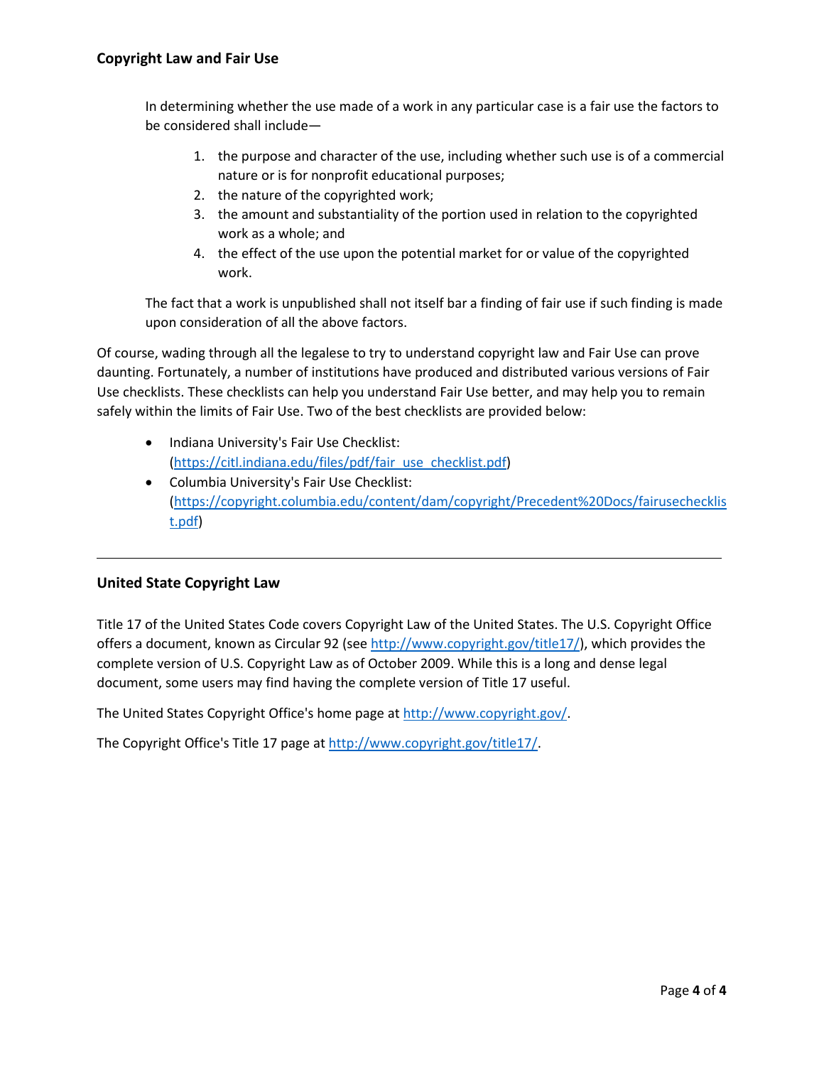## Copyright Law and Fair Use

> In determining whether the use made of a work in any particular case is a fair use the factors to be considered shall include—
>
> 1. the purpose and character of the use, including whether such use is of a commercial nature or is for nonprofit educational purposes;
> 2. the nature of the copyrighted work;
> 3. the amount and substantiality of the portion used in relation to the copyrighted work as a whole; and
> 4. the effect of the use upon the potential market for or value of the copyrighted work.
>
> The fact that a work is unpublished shall not itself bar a finding of fair use if such finding is made upon consideration of all the above factors.

Of course, wading through all the legalese to try to understand copyright law and Fair Use can prove daunting. Fortunately, a number of institutions have produced and distributed various versions of Fair Use checklists. These checklists can help you understand Fair Use better, and may help you to remain safely within the limits of Fair Use. Two of the best checklists are provided below:

- Indiana University's Fair Use Checklist: (https://citl.indiana.edu/files/pdf/fair_use_checklist.pdf)
- Columbia University's Fair Use Checklist: (https://copyright.columbia.edu/content/dam/copyright/Precedent%20Docs/fairusechecklist.pdf)

---

## United State Copyright Law

Title 17 of the United States Code covers Copyright Law of the United States. The U.S. Copyright Office offers a document, known as Circular 92 (see http://www.copyright.gov/title17/), which provides the complete version of U.S. Copyright Law as of October 2009. While this is a long and dense legal document, some users may find having the complete version of Title 17 useful.

The United States Copyright Office's home page at http://www.copyright.gov/.

The Copyright Office's Title 17 page at http://www.copyright.gov/title17/.